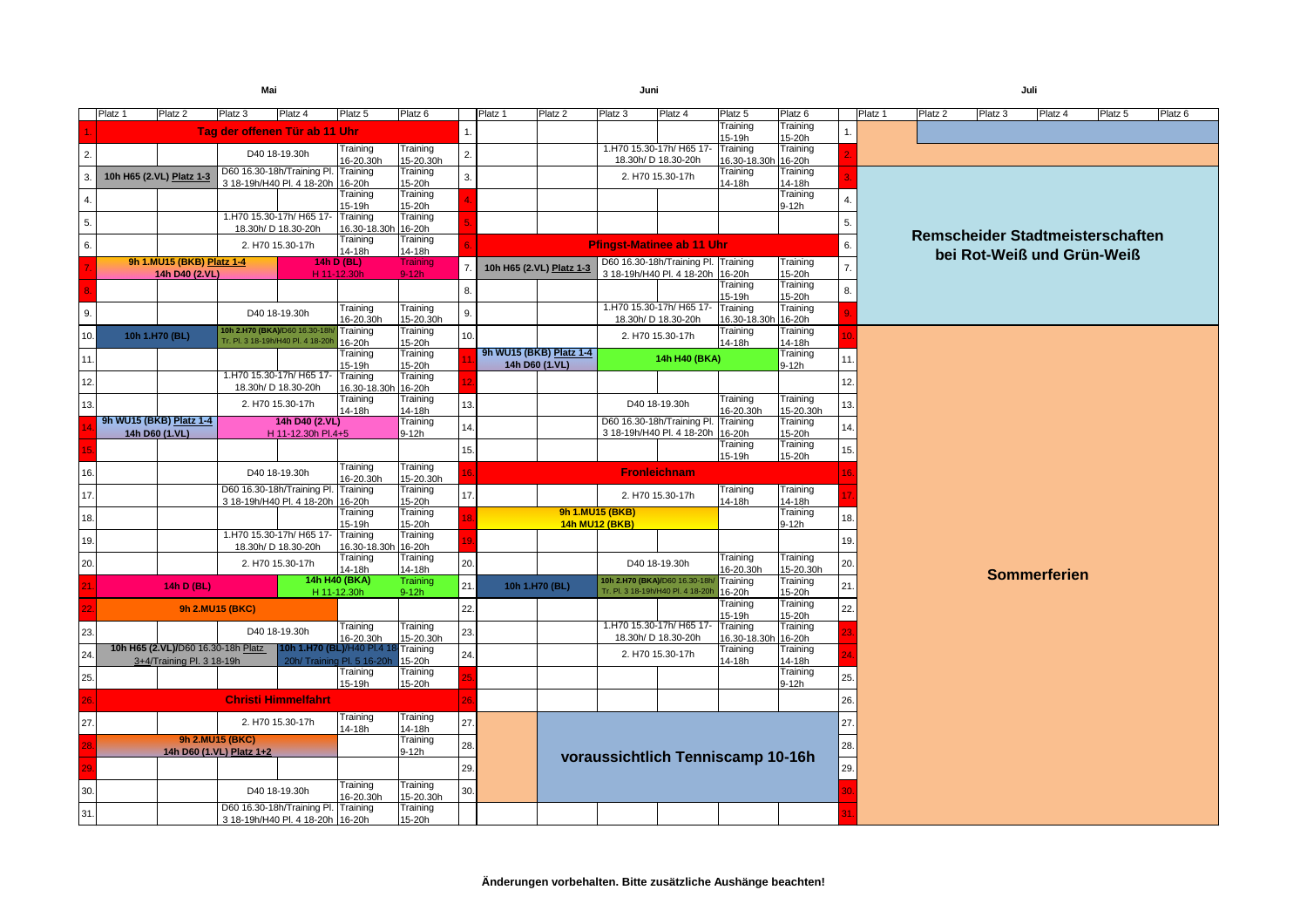## Mai

| | Platz 1 | Platz 2 | Platz 3 | Platz 4 | Platz 5 | Platz 6 |
|---|---|---|---|---|---|---|
| 1. | Tag der offenen Tür ab 11 Uhr | | | | | |
| 2. | | | D40 18-19.30h | | Training 16-20.30h | Training 15-20.30h |
| 3. | 10h H65 (2.VL) Platz 1-3 | | D60 16.30-18h/Training Pl. 3 18-19h/H40 Pl. 4 18-20h | | Training 16-20h | Training 15-20h |
| 4. | | | | | Training 15-19h | Training 15-20h |
| 5. | | | 1.H70 15.30-17h/ H65 17-18.30h/ D 18.30-20h | | Training 16.30-18.30h | Training 16-20h |
| 6. | | | 2. H70 15.30-17h | | Training 14-18h | Training 14-18h |
| 7. | 9h 1.MU15 (BKB) Platz 1-4 14h D40 (2.VL) | | | 14h D (BL) H 11-12.30h | | Training 9-12h |
| 8. | | | | | | |
| 9. | | | D40 18-19.30h | | Training 16-20.30h | Training 15-20.30h |
| 10. | 10h 1.H70 (BL) | | 10h 2.H70 (BKA)/D60 16.30-18h/ Tr. Pl. 3 18-19h/H40 Pl. 4 18-20h | | Training 16-20h | Training 15-20h |
| 11. | | | | | Training 15-19h | Training 15-20h |
| 12. | | | 1.H70 15.30-17h/ H65 17-18.30h/ D 18.30-20h | | Training 16.30-18.30h | Training 16-20h |
| 13. | | | 2. H70 15.30-17h | | Training 14-18h | Training 14-18h |
| 14. | 9h WU15 (BKB) Platz 1-4 14h D60 (1.VL) | | 14h D40 (2.VL) H 11-12.30h Pl.4+5 | | | Training 9-12h |
| 15. | | | | | | |
| 16. | | | D40 18-19.30h | | Training 16-20.30h | Training 15-20.30h |
| 17. | | | D60 16.30-18h/Training Pl. 3 18-19h/H40 Pl. 4 18-20h | | Training 16-20h | Training 15-20h |
| 18. | | | | | Training 15-19h | Training 15-20h |
| 19. | | | 1.H70 15.30-17h/ H65 17-18.30h/ D 18.30-20h | | Training 16.30-18.30h | Training 16-20h |
| 20. | | | 2. H70 15.30-17h | | Training 14-18h | Training 14-18h |
| 21. | 14h D (BL) | | | 14h H40 (BKA) H 11-12.30h | | Training 9-12h |
| 22. | 9h 2.MU15 (BKC) | | | | | |
| 23. | | | D40 18-19.30h | | Training 16-20.30h | Training 15-20.30h |
| 24. | 10h H65 (2.VL)/D60 16.30-18h Platz 3+4/Training Pl. 3 18-19h | | | 10h 1.H70 (BL)/H40 Pl.4 18-20h/ Training Pl. 5 16-20h | | Training 15-20h |
| 25. | | | | | Training 15-19h | Training 15-20h |
| 26. | Christi Himmelfahrt | | | | | |
| 27. | | | 2. H70 15.30-17h | | Training 14-18h | Training 14-18h |
| 28. | 9h 2.MU15 (BKC) 14h D60 (1.VL) Platz 1+2 | | | | | Training 9-12h |
| 29. | | | | | | |
| 30. | | | D40 18-19.30h | | Training 16-20.30h | Training 15-20.30h |
| 31. | | | D60 16.30-18h/Training Pl. 3 18-19h/H40 Pl. 4 18-20h | | Training 16-20h | Training 15-20h |

## Juni

| | Platz 1 | Platz 2 | Platz 3 | Platz 4 | Platz 5 | Platz 6 |
|---|---|---|---|---|---|---|
| 1. | | | | | Training 15-19h | Training 15-20h |
| 2. | | | 1.H70 15.30-17h/ H65 17-18.30h/ D 18.30-20h | | Training 16.30-18.30h | Training 16-20h |
| 3. | | | 2. H70 15.30-17h | | Training 14-18h | Training 14-18h |
| 4. | | | | | | Training 9-12h |
| 5. | | | | | | |
| 6. | Pfingst-Matinee ab 11 Uhr | | | | | |
| 7. | 10h H65 (2.VL) Platz 1-3 | | D60 16.30-18h/Training Pl. 3 18-19h/H40 Pl. 4 18-20h | | Training 16-20h | Training 15-20h |
| 8. | | | | | Training 15-19h | Training 15-20h |
| 9. | | | 1.H70 15.30-17h/ H65 17-18.30h/ D 18.30-20h | | Training 16.30-18.30h | Training 16-20h |
| 10. | | | 2. H70 15.30-17h | | Training 14-18h | Training 14-18h |
| 11. | 9h WU15 (BKB) Platz 1-4 14h D60 (1.VL) | | 14h H40 (BKA) | | | Training 9-12h |
| 12. | | | | | | |
| 13. | | | D40 18-19.30h | | Training 16-20.30h | Training 15-20.30h |
| 14. | | | D60 16.30-18h/Training Pl. 3 18-19h/H40 Pl. 4 18-20h | | Training 16-20h | Training 15-20h |
| 15. | | | | | Training 15-19h | Training 15-20h |
| 16. | Fronleichnam | | | | | |
| 17. | | | 2. H70 15.30-17h | | Training 14-18h | Training 14-18h |
| 18. | | 9h 1.MU15 (BKB) 14h MU12 (BKB) | | | | Training 9-12h |
| 19. | | | | | | |
| 20. | | | D40 18-19.30h | | Training 16-20.30h | Training 15-20.30h |
| 21. | 10h 1.H70 (BL) | | 10h 2.H70 (BKA)/D60 16.30-18h/ Tr. Pl. 3 18-19h/H40 Pl. 4 18-20h | | Training 16-20h | Training 15-20h |
| 22. | | | | | Training 15-19h | Training 15-20h |
| 23. | | | 1.H70 15.30-17h/ H65 17-18.30h/ D 18.30-20h | | Training 16.30-18.30h | Training 16-20h |
| 24. | | | 2. H70 15.30-17h | | Training 14-18h | Training 14-18h |
| 25. | | | | | | Training 9-12h |
| 26. | | | | | | |
| 27. | voraussichtlich Tenniscamp 10-16h | | | | | |
| 28. | voraussichtlich Tenniscamp 10-16h | | | | | |
| 29. | voraussichtlich Tenniscamp 10-16h | | | | | |
| 30. | voraussichtlich Tenniscamp 10-16h | | | | | |

## Juli

| | Platz 1 | Platz 2 | Platz 3 | Platz 4 | Platz 5 | Platz 6 |
|---|---|---|---|---|---|---|
| 1.–9. | Remscheider Stadtmeisterschaften bei Rot-Weiß und Grün-Weiß | | | | | |
| 10.–31. | Sommerferien | | | | | |

**Änderungen vorbehalten. Bitte zusätzliche Aushänge beachten!**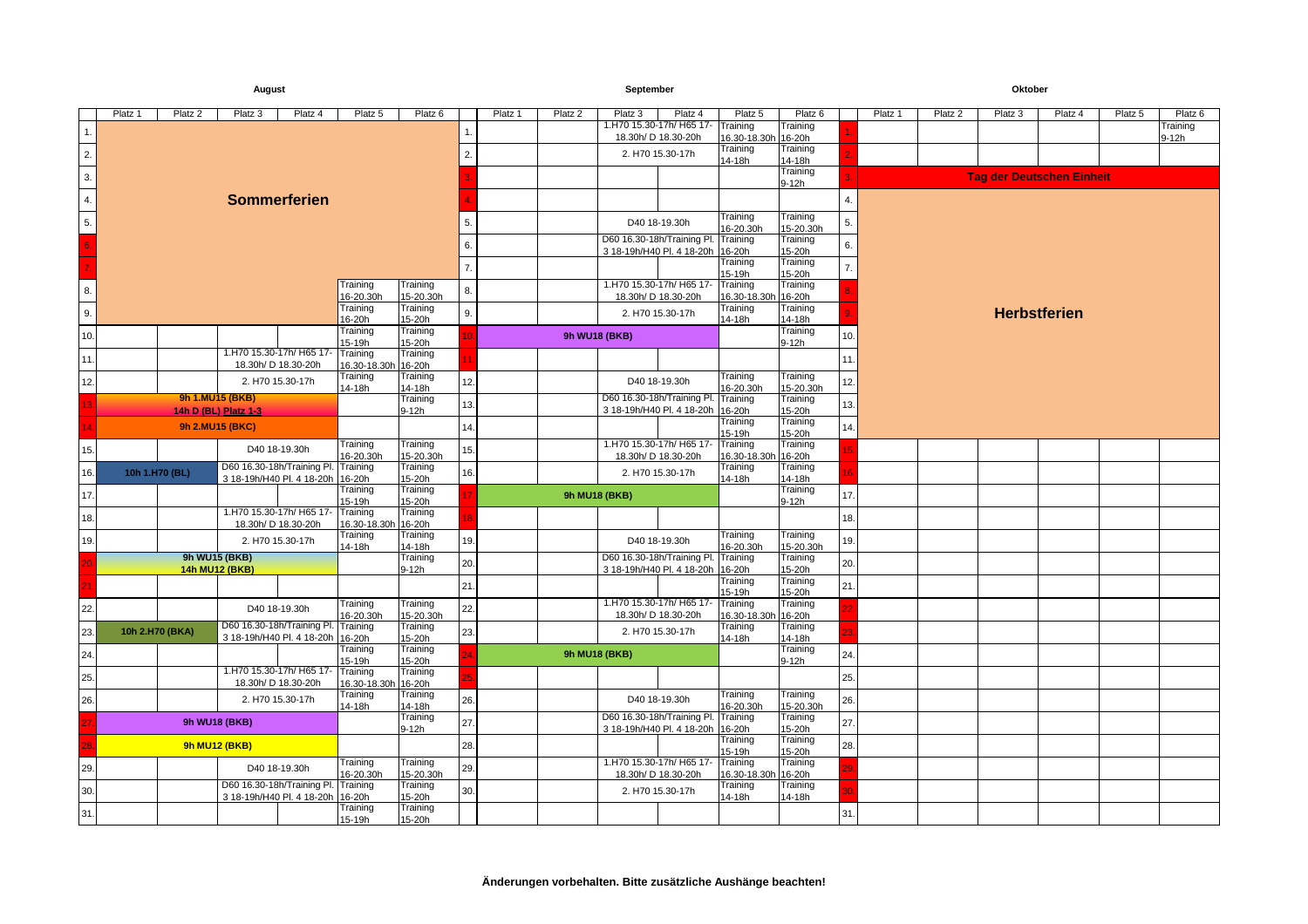## August

| | Platz 1 | Platz 2 | Platz 3 | Platz 4 | Platz 5 | Platz 6 |
|---|---|---|---|---|---|---|
| 1. | **Sommerferien** | | | | | |
| 2. | | | | | | |
| 3. | | | | | | |
| 4. | | | | | | |
| 5. | | | | | | |
| 6. | | | | | | |
| 7. | | | | | | |
| 8. | | | | | Training 16-20.30h | Training 15-20.30h |
| 9. | | | | | Training 16-20h | Training 15-20h |
| 10. | | | | | Training 15-19h | Training 15-20h |
| 11. | | | 1.H70 15.30-17h/ H65 17-18.30h/ D 18.30-20h | | Training 16.30-18.30h | Training 16-20h |
| 12. | | | 2. H70 15.30-17h | | Training 14-18h | Training 14-18h |
| 13. | **9h 1.MU15 (BKB) 14h D (BL) Platz 1-3** | | | | | Training 9-12h |
| 14. | **9h 2.MU15 (BKC)** | | | | | |
| 15. | | | D40 18-19.30h | | Training 16-20.30h | Training 15-20.30h |
| 16. | **10h 1.H70 (BL)** | | D60 16.30-18h/Training Pl. 3 18-19h/H40 Pl. 4 18-20h | | Training 16-20h | Training 15-20h |
| 17. | | | | | Training 15-19h | Training 15-20h |
| 18. | | | 1.H70 15.30-17h/ H65 17-18.30h/ D 18.30-20h | | Training 16.30-18.30h | Training 16-20h |
| 19. | | | 2. H70 15.30-17h | | Training 14-18h | Training 14-18h |
| 20. | **9h WU15 (BKB) 14h MU12 (BKB)** | | | | | Training 9-12h |
| 21. | | | | | | |
| 22. | | | D40 18-19.30h | | Training 16-20.30h | Training 15-20.30h |
| 23. | **10h 2.H70 (BKA)** | | D60 16.30-18h/Training Pl. 3 18-19h/H40 Pl. 4 18-20h | | Training 16-20h | Training 15-20h |
| 24. | | | | | Training 15-19h | Training 15-20h |
| 25. | | | 1.H70 15.30-17h/ H65 17-18.30h/ D 18.30-20h | | Training 16.30-18.30h | Training 16-20h |
| 26. | | | 2. H70 15.30-17h | | Training 14-18h | Training 14-18h |
| 27. | **9h WU18 (BKB)** | | | | | Training 9-12h |
| 28. | **9h MU12 (BKB)** | | | | | |
| 29. | | | D40 18-19.30h | | Training 16-20.30h | Training 15-20.30h |
| 30. | | | D60 16.30-18h/Training Pl. 3 18-19h/H40 Pl. 4 18-20h | | Training 16-20h | Training 15-20h |
| 31. | | | | | Training 15-19h | Training 15-20h |

## September

| | Platz 1 | Platz 2 | Platz 3 | Platz 4 | Platz 5 | Platz 6 |
|---|---|---|---|---|---|---|
| 1. | | | 1.H70 15.30-17h/ H65 17-18.30h/ D 18.30-20h | | Training 16.30-18.30h | Training 16-20h |
| 2. | | | 2. H70 15.30-17h | | Training 14-18h | Training 14-18h |
| 3. | | | | | | Training 9-12h |
| 4. | | | | | | |
| 5. | | | D40 18-19.30h | | Training 16-20.30h | Training 15-20.30h |
| 6. | | | D60 16.30-18h/Training Pl. 3 18-19h/H40 Pl. 4 18-20h | | Training 16-20h | Training 15-20h |
| 7. | | | | | Training 15-19h | Training 15-20h |
| 8. | | | 1.H70 15.30-17h/ H65 17-18.30h/ D 18.30-20h | | Training 16.30-18.30h | Training 16-20h |
| 9. | | | 2. H70 15.30-17h | | Training 14-18h | Training 14-18h |
| 10. | **9h WU18 (BKB)** | | | | | Training 9-12h |
| 11. | | | | | | |
| 12. | | | D40 18-19.30h | | Training 16-20.30h | Training 15-20.30h |
| 13. | | | D60 16.30-18h/Training Pl. 3 18-19h/H40 Pl. 4 18-20h | | Training 16-20h | Training 15-20h |
| 14. | | | | | Training 15-19h | Training 15-20h |
| 15. | | | 1.H70 15.30-17h/ H65 17-18.30h/ D 18.30-20h | | Training 16.30-18.30h | Training 16-20h |
| 16. | | | 2. H70 15.30-17h | | Training 14-18h | Training 14-18h |
| 17. | **9h MU18 (BKB)** | | | | | Training 9-12h |
| 18. | | | | | | |
| 19. | | | D40 18-19.30h | | Training 16-20.30h | Training 15-20.30h |
| 20. | | | D60 16.30-18h/Training Pl. 3 18-19h/H40 Pl. 4 18-20h | | Training 16-20h | Training 15-20h |
| 21. | | | | | Training 15-19h | Training 15-20h |
| 22. | | | 1.H70 15.30-17h/ H65 17-18.30h/ D 18.30-20h | | Training 16.30-18.30h | Training 16-20h |
| 23. | | | 2. H70 15.30-17h | | Training 14-18h | Training 14-18h |
| 24. | **9h MU18 (BKB)** | | | | | Training 9-12h |
| 25. | | | | | | |
| 26. | | | D40 18-19.30h | | Training 16-20.30h | Training 15-20.30h |
| 27. | | | D60 16.30-18h/Training Pl. 3 18-19h/H40 Pl. 4 18-20h | | Training 16-20h | Training 15-20h |
| 28. | | | | | Training 15-19h | Training 15-20h |
| 29. | | | 1.H70 15.30-17h/ H65 17-18.30h/ D 18.30-20h | | Training 16.30-18.30h | Training 16-20h |
| 30. | | | 2. H70 15.30-17h | | Training 14-18h | Training 14-18h |

## Oktober

| | Platz 1 | Platz 2 | Platz 3 | Platz 4 | Platz 5 | Platz 6 |
|---|---|---|---|---|---|---|
| 1. | | | | | | Training 9-12h |
| 2. | | | | | | |
| 3. | **Tag der Deutschen Einheit** | | | | | |
| 4. | **Herbstferien** | | | | | |
| 5. | | | | | | |
| 6. | | | | | | |
| 7. | | | | | | |
| 8. | | | | | | |
| 9. | | | | | | |
| 10. | | | | | | |
| 11. | | | | | | |
| 12. | | | | | | |
| 13. | | | | | | |
| 14. | | | | | | |
| 15. | | | | | | |
| 16. | | | | | | |
| 17. | | | | | | |
| 18. | | | | | | |
| 19. | | | | | | |
| 20. | | | | | | |
| 21. | | | | | | |
| 22. | | | | | | |
| 23. | | | | | | |
| 24. | | | | | | |
| 25. | | | | | | |
| 26. | | | | | | |
| 27. | | | | | | |
| 28. | | | | | | |
| 29. | | | | | | |
| 30. | | | | | | |
| 31. | | | | | | |

**Änderungen vorbehalten. Bitte zusätzliche Aushänge beachten!**